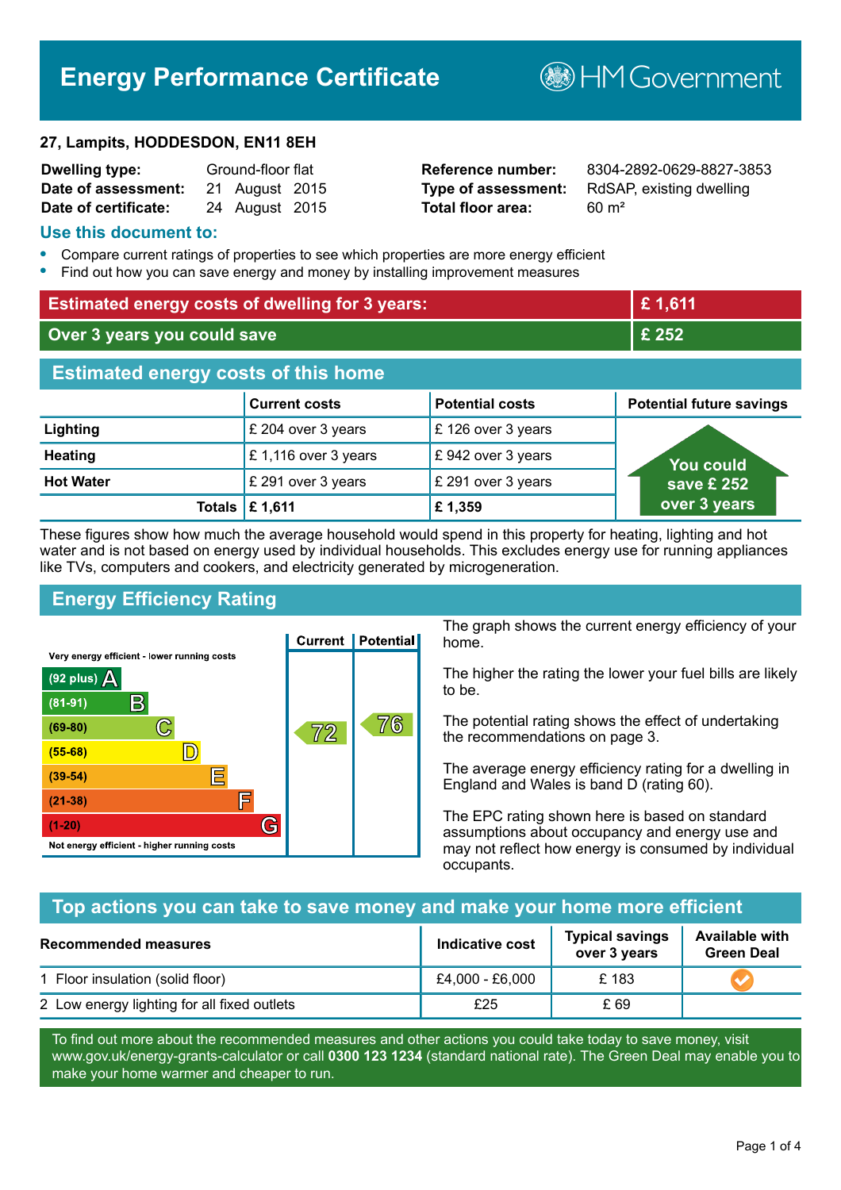# Energy Performance Certificate

HM Government

**27, Lampits, HODDESDON, EN11 8EH**

| | | | |
|---|---|---|---|
| **Dwelling type:** | Ground-floor flat | **Reference number:** | 8304-2892-0629-8827-3853 |
| **Date of assessment:** | 21 August 2015 | **Type of assessment:** | RdSAP, existing dwelling |
| **Date of certificate:** | 24 August 2015 | **Total floor area:** | 60 m² |

## Use this document to:

- Compare current ratings of properties to see which properties are more energy efficient
- Find out how you can save energy and money by installing improvement measures

| | |
|---|---|
| **Estimated energy costs of dwelling for 3 years:** | **£ 1,611** |
| **Over 3 years you could save** | **£ 252** |

## Estimated energy costs of this home

| | Current costs | Potential costs | Potential future savings |
|---|---|---|---|
| **Lighting** | £ 204 over 3 years | £ 126 over 3 years | You could save £ 252 over 3 years |
| **Heating** | £ 1,116 over 3 years | £ 942 over 3 years | |
| **Hot Water** | £ 291 over 3 years | £ 291 over 3 years | |
| **Totals** | **£ 1,611** | **£ 1,359** | |

These figures show how much the average household would spend in this property for heating, lighting and hot water and is not based on energy used by individual households. This excludes energy use for running appliances like TVs, computers and cookers, and electricity generated by microgeneration.

## Energy Efficiency Rating

| Rating band | Current | Potential |
|---|---|---|
| Very energy efficient - lower running costs | | |
| (92 plus) A | | |
| (81-91) B | | |
| (69-80) C | 72 | 76 |
| (55-68) D | | |
| (39-54) E | | |
| (21-38) F | | |
| (1-20) G | | |
| Not energy efficient - higher running costs | | |

The graph shows the current energy efficiency of your home.

The higher the rating the lower your fuel bills are likely to be.

The potential rating shows the effect of undertaking the recommendations on page 3.

The average energy efficiency rating for a dwelling in England and Wales is band D (rating 60).

The EPC rating shown here is based on standard assumptions about occupancy and energy use and may not reflect how energy is consumed by individual occupants.

## Top actions you can take to save money and make your home more efficient

| Recommended measures | Indicative cost | Typical savings over 3 years | Available with Green Deal |
|---|---|---|---|
| 1 Floor insulation (solid floor) | £4,000 - £6,000 | £ 183 | ✓ |
| 2 Low energy lighting for all fixed outlets | £25 | £ 69 | |

To find out more about the recommended measures and other actions you could take today to save money, visit www.gov.uk/energy-grants-calculator or call **0300 123 1234** (standard national rate). The Green Deal may enable you to make your home warmer and cheaper to run.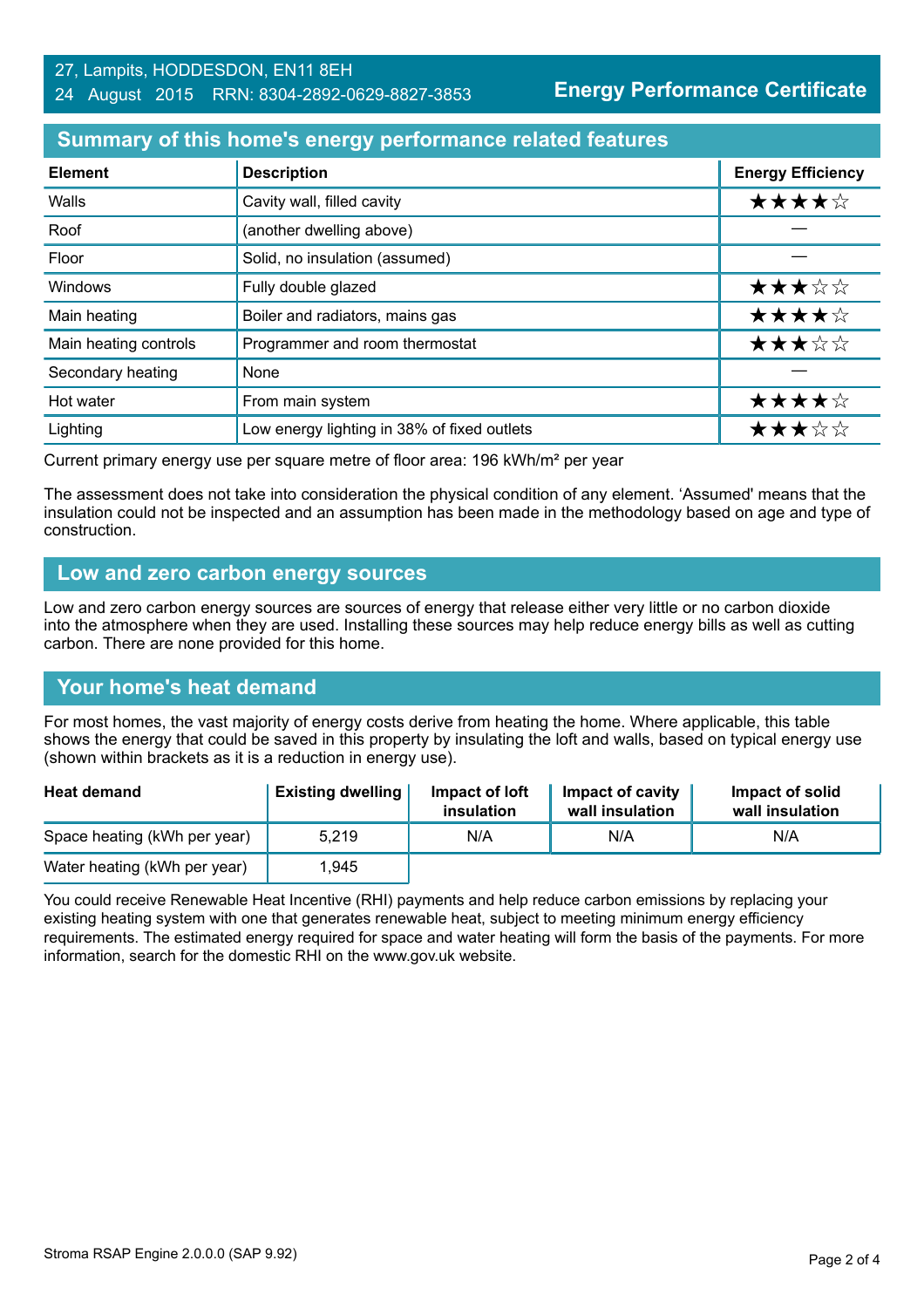27, Lampits, HODDESDON, EN11 8EH
24 August 2015 RRN: 8304-2892-0629-8827-3853

**Energy Performance Certificate**

## Summary of this home's energy performance related features

| Element | Description | Energy Efficiency |
|---|---|---|
| Walls | Cavity wall, filled cavity | ★★★★☆ |
| Roof | (another dwelling above) | — |
| Floor | Solid, no insulation (assumed) | — |
| Windows | Fully double glazed | ★★★☆☆ |
| Main heating | Boiler and radiators, mains gas | ★★★★☆ |
| Main heating controls | Programmer and room thermostat | ★★★☆☆ |
| Secondary heating | None | — |
| Hot water | From main system | ★★★★☆ |
| Lighting | Low energy lighting in 38% of fixed outlets | ★★★☆☆ |

Current primary energy use per square metre of floor area: 196 kWh/m² per year

The assessment does not take into consideration the physical condition of any element. 'Assumed' means that the insulation could not be inspected and an assumption has been made in the methodology based on age and type of construction.

## Low and zero carbon energy sources

Low and zero carbon energy sources are sources of energy that release either very little or no carbon dioxide into the atmosphere when they are used. Installing these sources may help reduce energy bills as well as cutting carbon. There are none provided for this home.

## Your home's heat demand

For most homes, the vast majority of energy costs derive from heating the home. Where applicable, this table shows the energy that could be saved in this property by insulating the loft and walls, based on typical energy use (shown within brackets as it is a reduction in energy use).

| Heat demand | Existing dwelling | Impact of loft insulation | Impact of cavity wall insulation | Impact of solid wall insulation |
|---|---|---|---|---|
| Space heating (kWh per year) | 5,219 | N/A | N/A | N/A |
| Water heating (kWh per year) | 1,945 | | | |

You could receive Renewable Heat Incentive (RHI) payments and help reduce carbon emissions by replacing your existing heating system with one that generates renewable heat, subject to meeting minimum energy efficiency requirements. The estimated energy required for space and water heating will form the basis of the payments. For more information, search for the domestic RHI on the www.gov.uk website.

Stroma RSAP Engine 2.0.0.0 (SAP 9.92)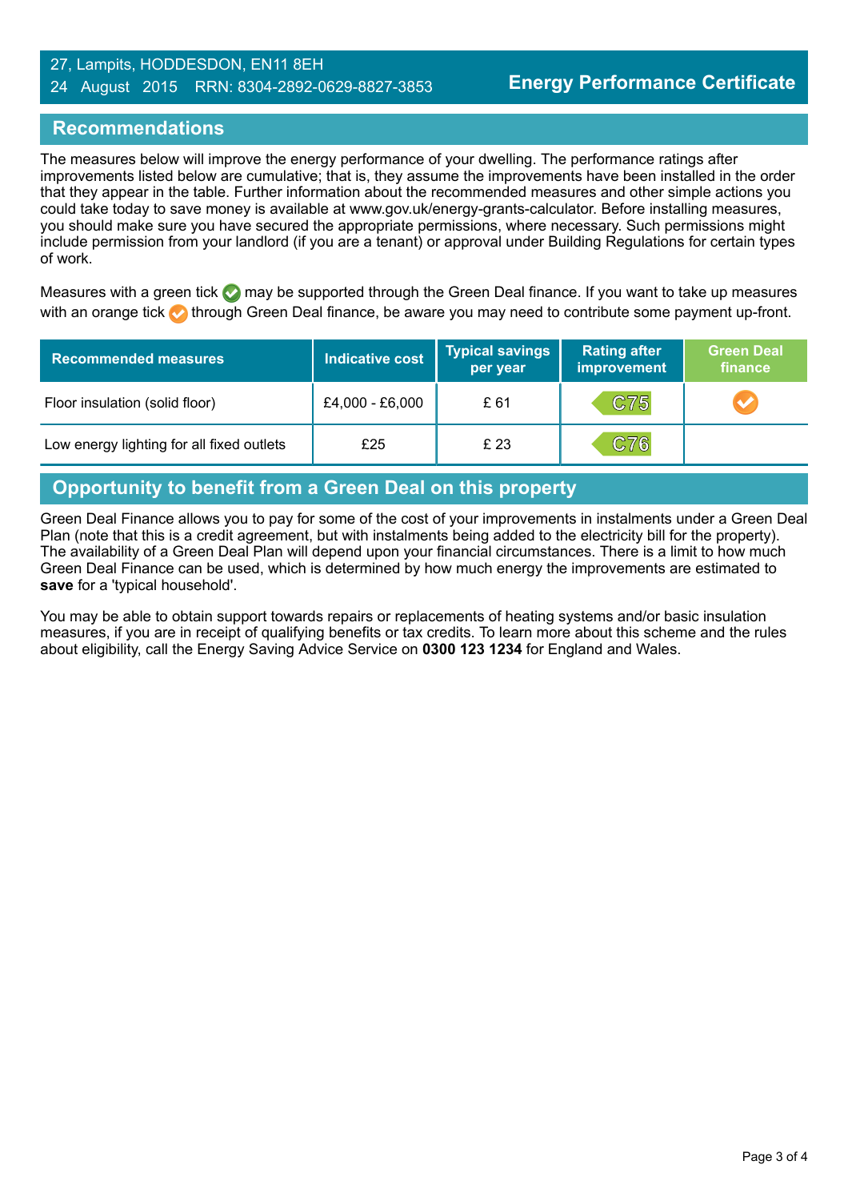27, Lampits, HODDESDON, EN11 8EH
24 August 2015 RRN: 8304-2892-0629-8827-3853

**Energy Performance Certificate**

## Recommendations

The measures below will improve the energy performance of your dwelling. The performance ratings after improvements listed below are cumulative; that is, they assume the improvements have been installed in the order that they appear in the table. Further information about the recommended measures and other simple actions you could take today to save money is available at www.gov.uk/energy-grants-calculator. Before installing measures, you should make sure you have secured the appropriate permissions, where necessary. Such permissions might include permission from your landlord (if you are a tenant) or approval under Building Regulations for certain types of work.

Measures with a green tick ✔ may be supported through the Green Deal finance. If you want to take up measures with an orange tick ✔ through Green Deal finance, be aware you may need to contribute some payment up-front.

| Recommended measures | Indicative cost | Typical savings per year | Rating after improvement | Green Deal finance |
|---|---|---|---|---|
| Floor insulation (solid floor) | £4,000 - £6,000 | £ 61 | C75 | ✔ (orange) |
| Low energy lighting for all fixed outlets | £25 | £ 23 | C76 | |

## Opportunity to benefit from a Green Deal on this property

Green Deal Finance allows you to pay for some of the cost of your improvements in instalments under a Green Deal Plan (note that this is a credit agreement, but with instalments being added to the electricity bill for the property). The availability of a Green Deal Plan will depend upon your financial circumstances. There is a limit to how much Green Deal Finance can be used, which is determined by how much energy the improvements are estimated to **save** for a 'typical household'.

You may be able to obtain support towards repairs or replacements of heating systems and/or basic insulation measures, if you are in receipt of qualifying benefits or tax credits. To learn more about this scheme and the rules about eligibility, call the Energy Saving Advice Service on **0300 123 1234** for England and Wales.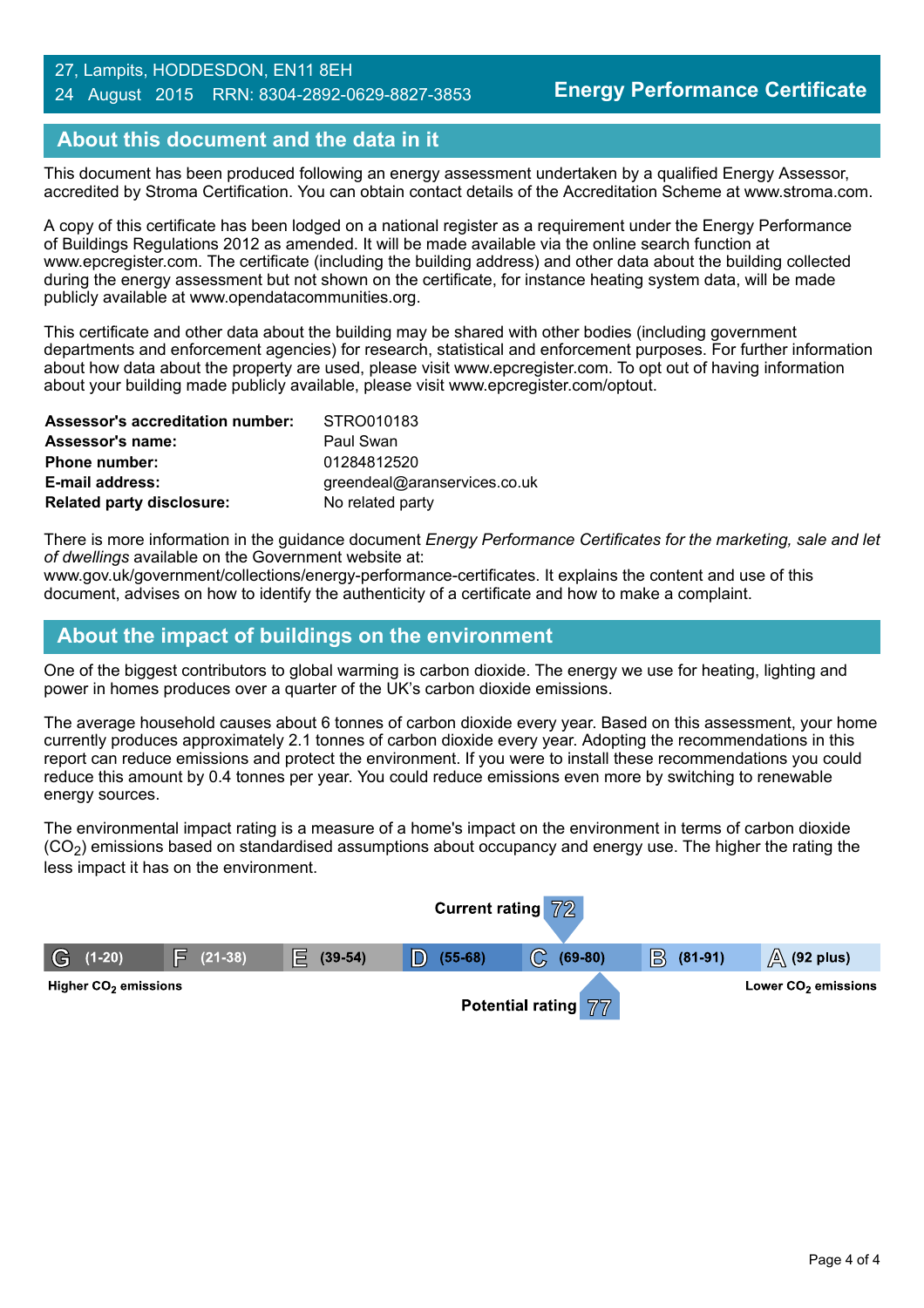27, Lampits, HODDESDON, EN11 8EH
24 August 2015 RRN: 8304-2892-0629-8827-3853

**Energy Performance Certificate**

## About this document and the data in it

This document has been produced following an energy assessment undertaken by a qualified Energy Assessor, accredited by Stroma Certification. You can obtain contact details of the Accreditation Scheme at www.stroma.com.

A copy of this certificate has been lodged on a national register as a requirement under the Energy Performance of Buildings Regulations 2012 as amended. It will be made available via the online search function at www.epcregister.com. The certificate (including the building address) and other data about the building collected during the energy assessment but not shown on the certificate, for instance heating system data, will be made publicly available at www.opendatacommunities.org.

This certificate and other data about the building may be shared with other bodies (including government departments and enforcement agencies) for research, statistical and enforcement purposes. For further information about how data about the property are used, please visit www.epcregister.com. To opt out of having information about your building made publicly available, please visit www.epcregister.com/optout.

| | |
|---|---|
| **Assessor's accreditation number:** | STRO010183 |
| **Assessor's name:** | Paul Swan |
| **Phone number:** | 01284812520 |
| **E-mail address:** | greendeal@aranservices.co.uk |
| **Related party disclosure:** | No related party |

There is more information in the guidance document *Energy Performance Certificates for the marketing, sale and let of dwellings* available on the Government website at: www.gov.uk/government/collections/energy-performance-certificates. It explains the content and use of this document, advises on how to identify the authenticity of a certificate and how to make a complaint.

## About the impact of buildings on the environment

One of the biggest contributors to global warming is carbon dioxide. The energy we use for heating, lighting and power in homes produces over a quarter of the UK's carbon dioxide emissions.

The average household causes about 6 tonnes of carbon dioxide every year. Based on this assessment, your home currently produces approximately 2.1 tonnes of carbon dioxide every year. Adopting the recommendations in this report can reduce emissions and protect the environment. If you were to install these recommendations you could reduce this amount by 0.4 tonnes per year. You could reduce emissions even more by switching to renewable energy sources.

The environmental impact rating is a measure of a home's impact on the environment in terms of carbon dioxide ($CO_2$) emissions based on standardised assumptions about occupancy and energy use. The higher the rating the less impact it has on the environment.

Current rating 72

G (1-20) F (21-38) E (39-54) D (55-68) C (69-80) B (81-91) A (92 plus)

Higher $CO_2$ emissions

Lower $CO_2$ emissions

Potential rating 77